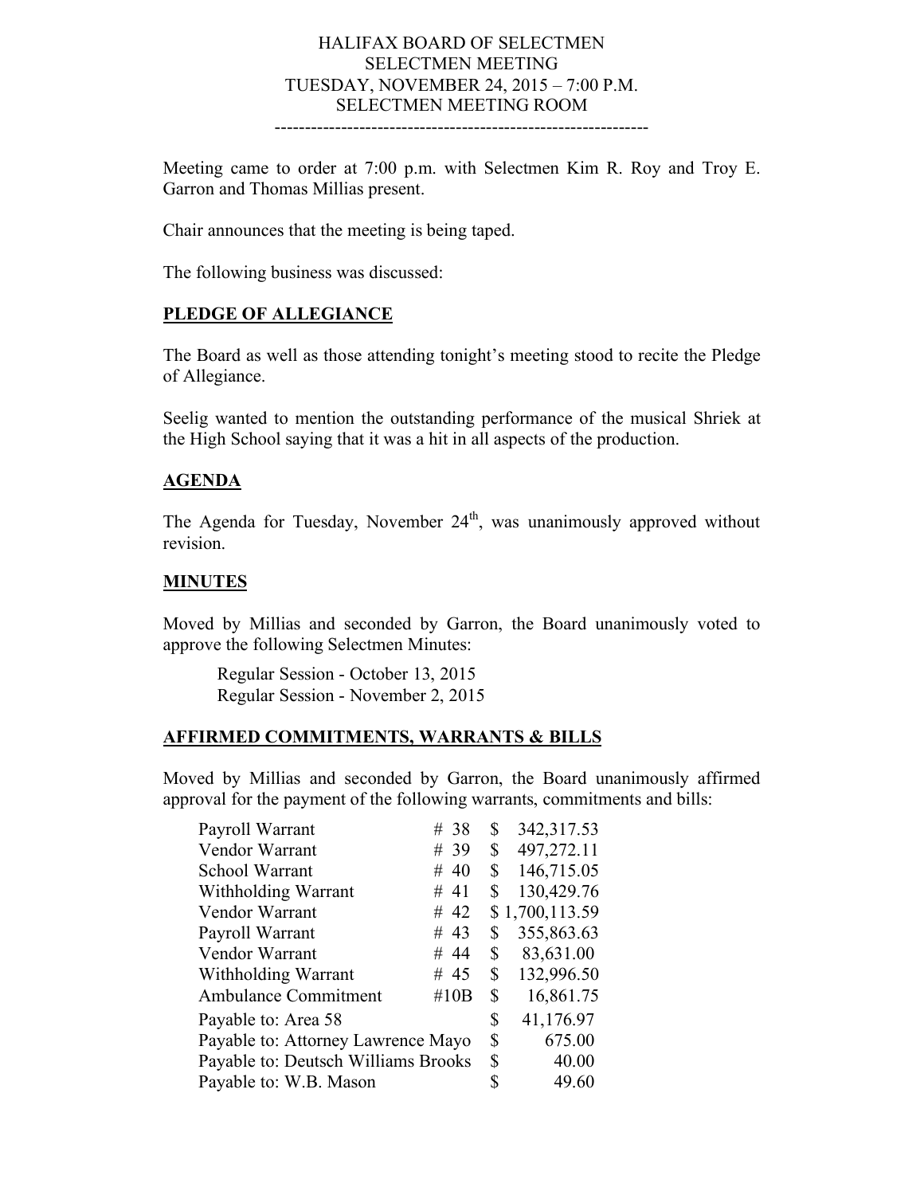HALIFAX BOARD OF SELECTMEN
SELECTMEN MEETING
TUESDAY, NOVEMBER 24, 2015 – 7:00 P.M.
SELECTMEN MEETING ROOM

---

Meeting came to order at 7:00 p.m. with Selectmen Kim R. Roy and Troy E. Garron and Thomas Millias present.

Chair announces that the meeting is being taped.

The following business was discussed:

## PLEDGE OF ALLEGIANCE

The Board as well as those attending tonight's meeting stood to recite the Pledge of Allegiance.

Seelig wanted to mention the outstanding performance of the musical Shriek at the High School saying that it was a hit in all aspects of the production.

## AGENDA

The Agenda for Tuesday, November 24th, was unanimously approved without revision.

## MINUTES

Moved by Millias and seconded by Garron, the Board unanimously voted to approve the following Selectmen Minutes:

Regular Session - October 13, 2015
Regular Session - November 2, 2015

## AFFIRMED COMMITMENTS, WARRANTS & BILLS

Moved by Millias and seconded by Garron, the Board unanimously affirmed approval for the payment of the following warrants, commitments and bills:

| | | |
|---|---|---|
| Payroll Warrant | # 38 | $ 342,317.53 |
| Vendor Warrant | # 39 | $ 497,272.11 |
| School Warrant | # 40 | $ 146,715.05 |
| Withholding Warrant | # 41 | $ 130,429.76 |
| Vendor Warrant | # 42 | $ 1,700,113.59 |
| Payroll Warrant | # 43 | $ 355,863.63 |
| Vendor Warrant | # 44 | $ 83,631.00 |
| Withholding Warrant | # 45 | $ 132,996.50 |
| Ambulance Commitment | #10B | $ 16,861.75 |
| Payable to: Area 58 | | $ 41,176.97 |
| Payable to: Attorney Lawrence Mayo | | $ 675.00 |
| Payable to: Deutsch Williams Brooks | | $ 40.00 |
| Payable to: W.B. Mason | | $ 49.60 |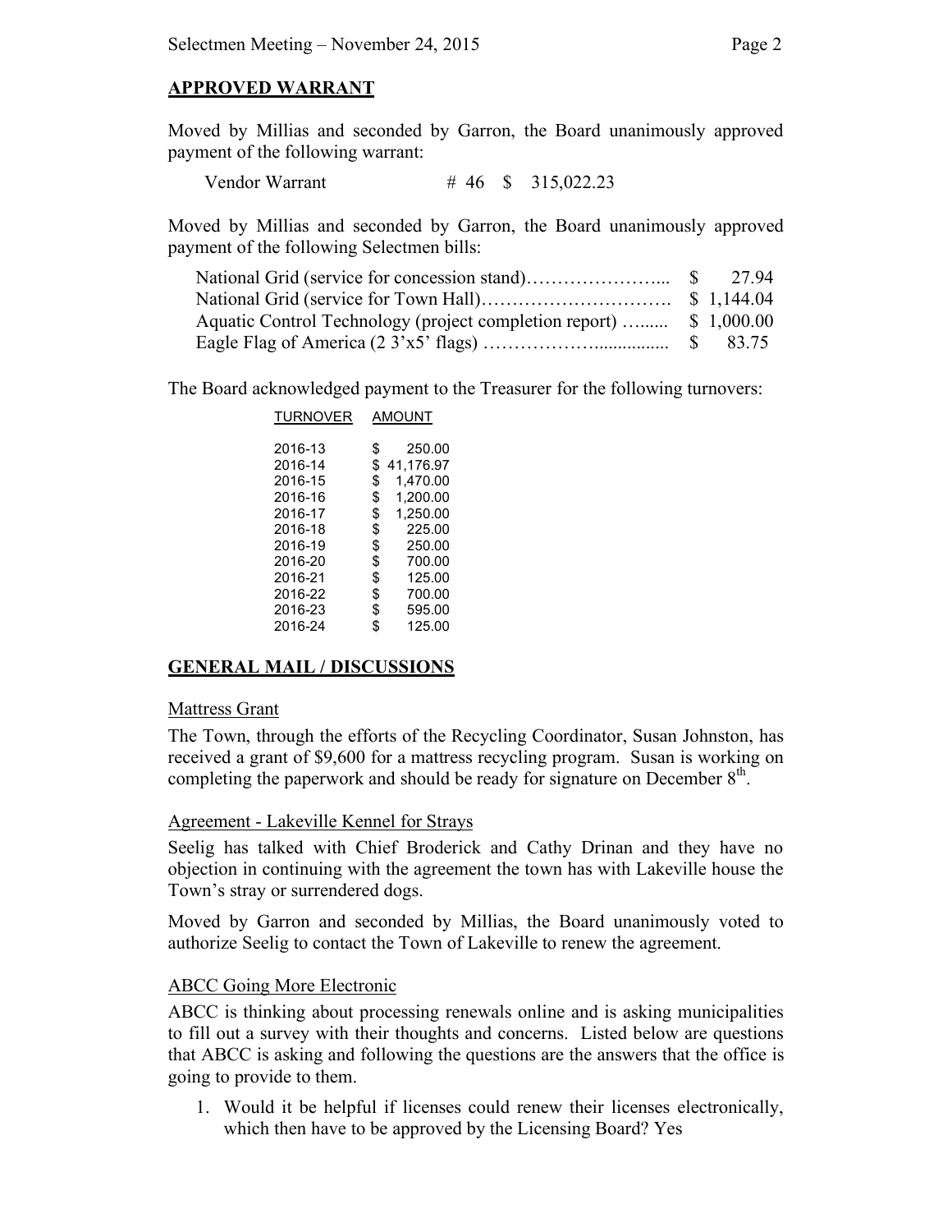## APPROVED WARRANT

Moved by Millias and seconded by Garron, the Board unanimously approved payment of the following warrant:

| | | |
|---|---|---|
| Vendor Warrant | # 46 | $ 315,022.23 |

Moved by Millias and seconded by Garron, the Board unanimously approved payment of the following Selectmen bills:

| | |
|---|---|
| National Grid (service for concession stand)………………….. | $ 27.94 |
| National Grid (service for Town Hall)…………………………. | $ 1,144.04 |
| Aquatic Control Technology (project completion report) …...... | $ 1,000.00 |
| Eagle Flag of America (2 3'x5' flags) ……………….............. | $ 83.75 |

The Board acknowledged payment to the Treasurer for the following turnovers:

| TURNOVER | AMOUNT |
|---|---|
| 2016-13 | $ 250.00 |
| 2016-14 | $ 41,176.97 |
| 2016-15 | $ 1,470.00 |
| 2016-16 | $ 1,200.00 |
| 2016-17 | $ 1,250.00 |
| 2016-18 | $ 225.00 |
| 2016-19 | $ 250.00 |
| 2016-20 | $ 700.00 |
| 2016-21 | $ 125.00 |
| 2016-22 | $ 700.00 |
| 2016-23 | $ 595.00 |
| 2016-24 | $ 125.00 |

## GENERAL MAIL / DISCUSSIONS

### Mattress Grant

The Town, through the efforts of the Recycling Coordinator, Susan Johnston, has received a grant of $9,600 for a mattress recycling program. Susan is working on completing the paperwork and should be ready for signature on December 8th.

### Agreement - Lakeville Kennel for Strays

Seelig has talked with Chief Broderick and Cathy Drinan and they have no objection in continuing with the agreement the town has with Lakeville house the Town's stray or surrendered dogs.

Moved by Garron and seconded by Millias, the Board unanimously voted to authorize Seelig to contact the Town of Lakeville to renew the agreement.

### ABCC Going More Electronic

ABCC is thinking about processing renewals online and is asking municipalities to fill out a survey with their thoughts and concerns. Listed below are questions that ABCC is asking and following the questions are the answers that the office is going to provide to them.

1. Would it be helpful if licenses could renew their licenses electronically, which then have to be approved by the Licensing Board? Yes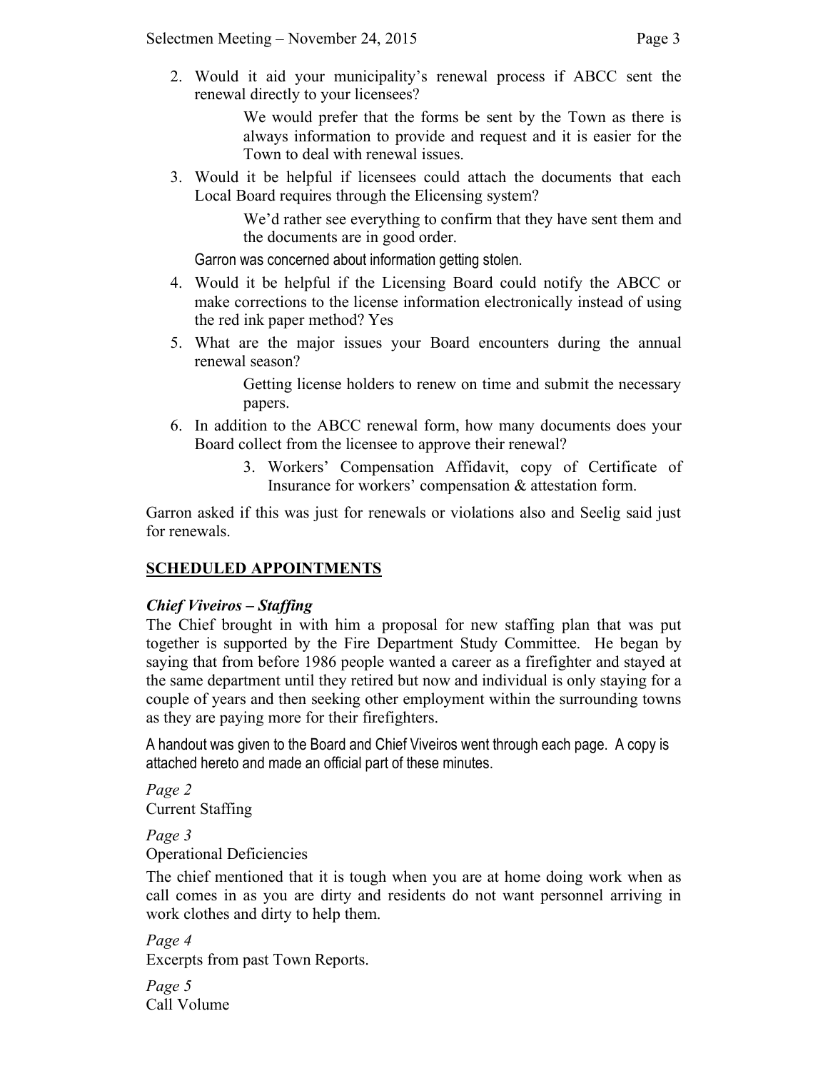2. Would it aid your municipality's renewal process if ABCC sent the renewal directly to your licensees?

   We would prefer that the forms be sent by the Town as there is always information to provide and request and it is easier for the Town to deal with renewal issues.

3. Would it be helpful if licensees could attach the documents that each Local Board requires through the Elicensing system?

   We'd rather see everything to confirm that they have sent them and the documents are in good order.

   Garron was concerned about information getting stolen.

4. Would it be helpful if the Licensing Board could notify the ABCC or make corrections to the license information electronically instead of using the red ink paper method? Yes

5. What are the major issues your Board encounters during the annual renewal season?

   Getting license holders to renew on time and submit the necessary papers.

6. In addition to the ABCC renewal form, how many documents does your Board collect from the licensee to approve their renewal?

   3. Workers' Compensation Affidavit, copy of Certificate of Insurance for workers' compensation & attestation form.

Garron asked if this was just for renewals or violations also and Seelig said just for renewals.

## SCHEDULED APPOINTMENTS

***Chief Viveiros – Staffing***

The Chief brought in with him a proposal for new staffing plan that was put together is supported by the Fire Department Study Committee. He began by saying that from before 1986 people wanted a career as a firefighter and stayed at the same department until they retired but now and individual is only staying for a couple of years and then seeking other employment within the surrounding towns as they are paying more for their firefighters.

A handout was given to the Board and Chief Viveiros went through each page. A copy is attached hereto and made an official part of these minutes.

*Page 2*
Current Staffing

*Page 3*
Operational Deficiencies

The chief mentioned that it is tough when you are at home doing work when as call comes in as you are dirty and residents do not want personnel arriving in work clothes and dirty to help them.

*Page 4*
Excerpts from past Town Reports.

*Page 5*
Call Volume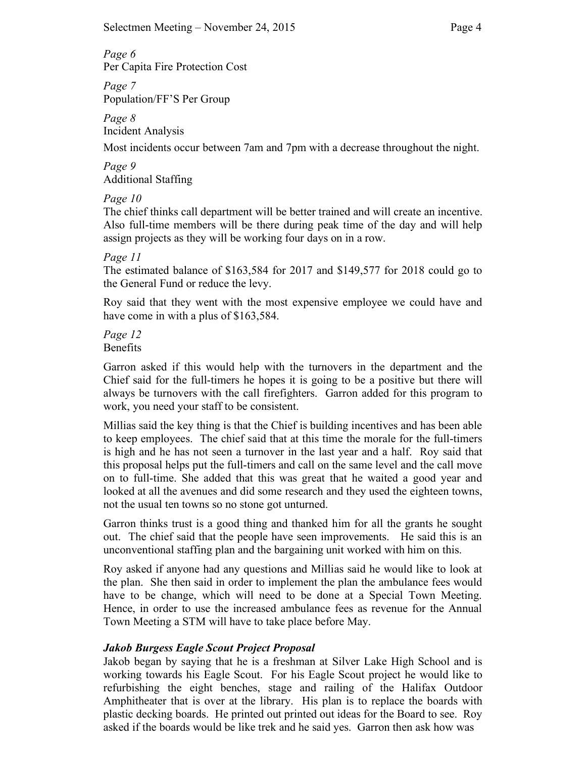*Page 6*
Per Capita Fire Protection Cost

*Page 7*
Population/FF'S Per Group

*Page 8*
Incident Analysis

Most incidents occur between 7am and 7pm with a decrease throughout the night.

*Page 9*
Additional Staffing

*Page 10*
The chief thinks call department will be better trained and will create an incentive. Also full-time members will be there during peak time of the day and will help assign projects as they will be working four days on in a row.

*Page 11*
The estimated balance of $163,584 for 2017 and $149,577 for 2018 could go to the General Fund or reduce the levy.

Roy said that they went with the most expensive employee we could have and have come in with a plus of $163,584.

*Page 12*
Benefits

Garron asked if this would help with the turnovers in the department and the Chief said for the full-timers he hopes it is going to be a positive but there will always be turnovers with the call firefighters. Garron added for this program to work, you need your staff to be consistent.

Millias said the key thing is that the Chief is building incentives and has been able to keep employees. The chief said that at this time the morale for the full-timers is high and he has not seen a turnover in the last year and a half. Roy said that this proposal helps put the full-timers and call on the same level and the call move on to full-time. She added that this was great that he waited a good year and looked at all the avenues and did some research and they used the eighteen towns, not the usual ten towns so no stone got unturned.

Garron thinks trust is a good thing and thanked him for all the grants he sought out. The chief said that the people have seen improvements. He said this is an unconventional staffing plan and the bargaining unit worked with him on this.

Roy asked if anyone had any questions and Millias said he would like to look at the plan. She then said in order to implement the plan the ambulance fees would have to be change, which will need to be done at a Special Town Meeting. Hence, in order to use the increased ambulance fees as revenue for the Annual Town Meeting a STM will have to take place before May.

***Jakob Burgess Eagle Scout Project Proposal***

Jakob began by saying that he is a freshman at Silver Lake High School and is working towards his Eagle Scout. For his Eagle Scout project he would like to refurbishing the eight benches, stage and railing of the Halifax Outdoor Amphitheater that is over at the library. His plan is to replace the boards with plastic decking boards. He printed out printed out ideas for the Board to see. Roy asked if the boards would be like trek and he said yes. Garron then ask how was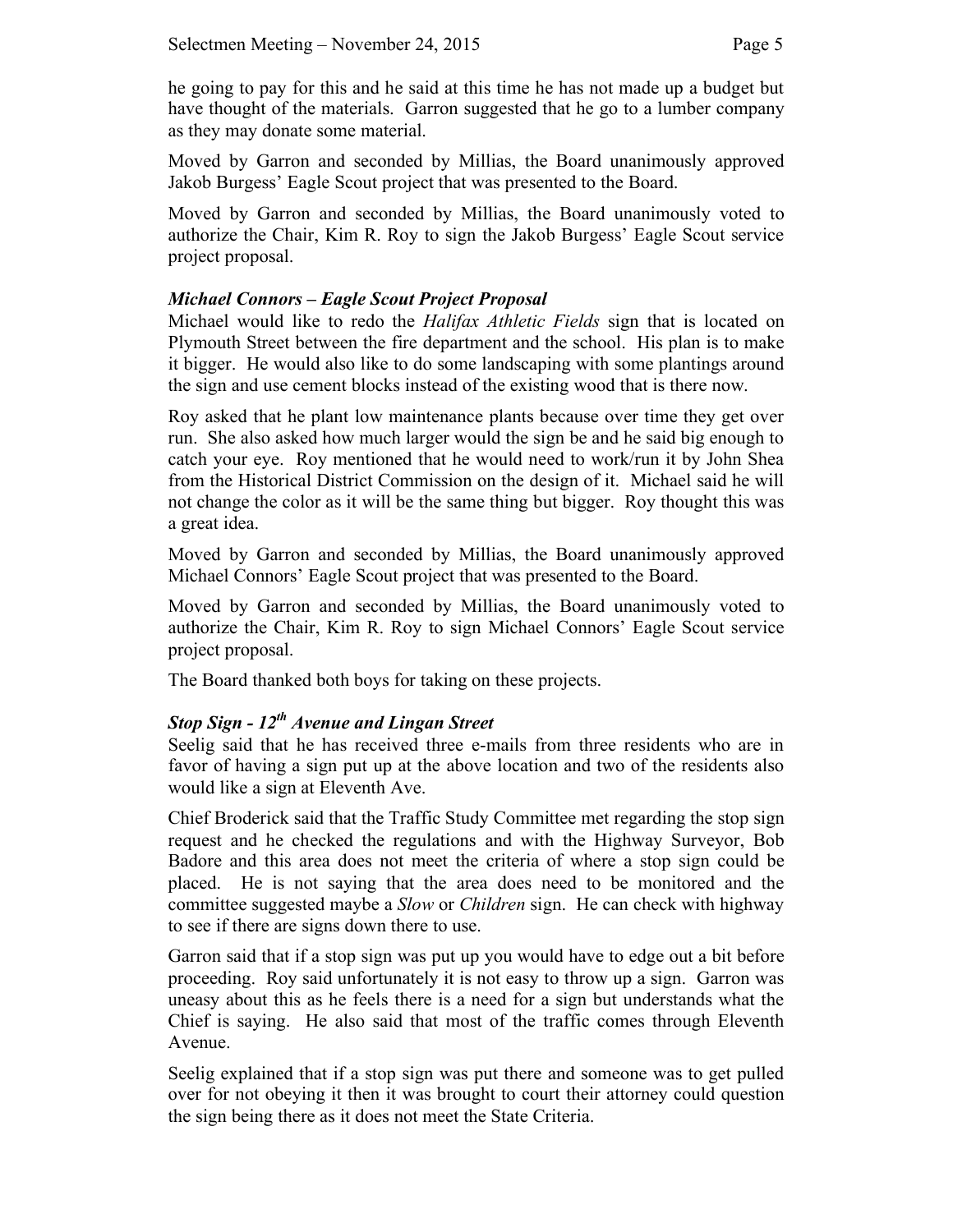he going to pay for this and he said at this time he has not made up a budget but have thought of the materials. Garron suggested that he go to a lumber company as they may donate some material.

Moved by Garron and seconded by Millias, the Board unanimously approved Jakob Burgess' Eagle Scout project that was presented to the Board.

Moved by Garron and seconded by Millias, the Board unanimously voted to authorize the Chair, Kim R. Roy to sign the Jakob Burgess' Eagle Scout service project proposal.

***Michael Connors – Eagle Scout Project Proposal***

Michael would like to redo the *Halifax Athletic Fields* sign that is located on Plymouth Street between the fire department and the school. His plan is to make it bigger. He would also like to do some landscaping with some plantings around the sign and use cement blocks instead of the existing wood that is there now.

Roy asked that he plant low maintenance plants because over time they get over run. She also asked how much larger would the sign be and he said big enough to catch your eye. Roy mentioned that he would need to work/run it by John Shea from the Historical District Commission on the design of it. Michael said he will not change the color as it will be the same thing but bigger. Roy thought this was a great idea.

Moved by Garron and seconded by Millias, the Board unanimously approved Michael Connors' Eagle Scout project that was presented to the Board.

Moved by Garron and seconded by Millias, the Board unanimously voted to authorize the Chair, Kim R. Roy to sign Michael Connors' Eagle Scout service project proposal.

The Board thanked both boys for taking on these projects.

***Stop Sign - 12th Avenue and Lingan Street***

Seelig said that he has received three e-mails from three residents who are in favor of having a sign put up at the above location and two of the residents also would like a sign at Eleventh Ave.

Chief Broderick said that the Traffic Study Committee met regarding the stop sign request and he checked the regulations and with the Highway Surveyor, Bob Badore and this area does not meet the criteria of where a stop sign could be placed. He is not saying that the area does need to be monitored and the committee suggested maybe a *Slow* or *Children* sign. He can check with highway to see if there are signs down there to use.

Garron said that if a stop sign was put up you would have to edge out a bit before proceeding. Roy said unfortunately it is not easy to throw up a sign. Garron was uneasy about this as he feels there is a need for a sign but understands what the Chief is saying. He also said that most of the traffic comes through Eleventh Avenue.

Seelig explained that if a stop sign was put there and someone was to get pulled over for not obeying it then it was brought to court their attorney could question the sign being there as it does not meet the State Criteria.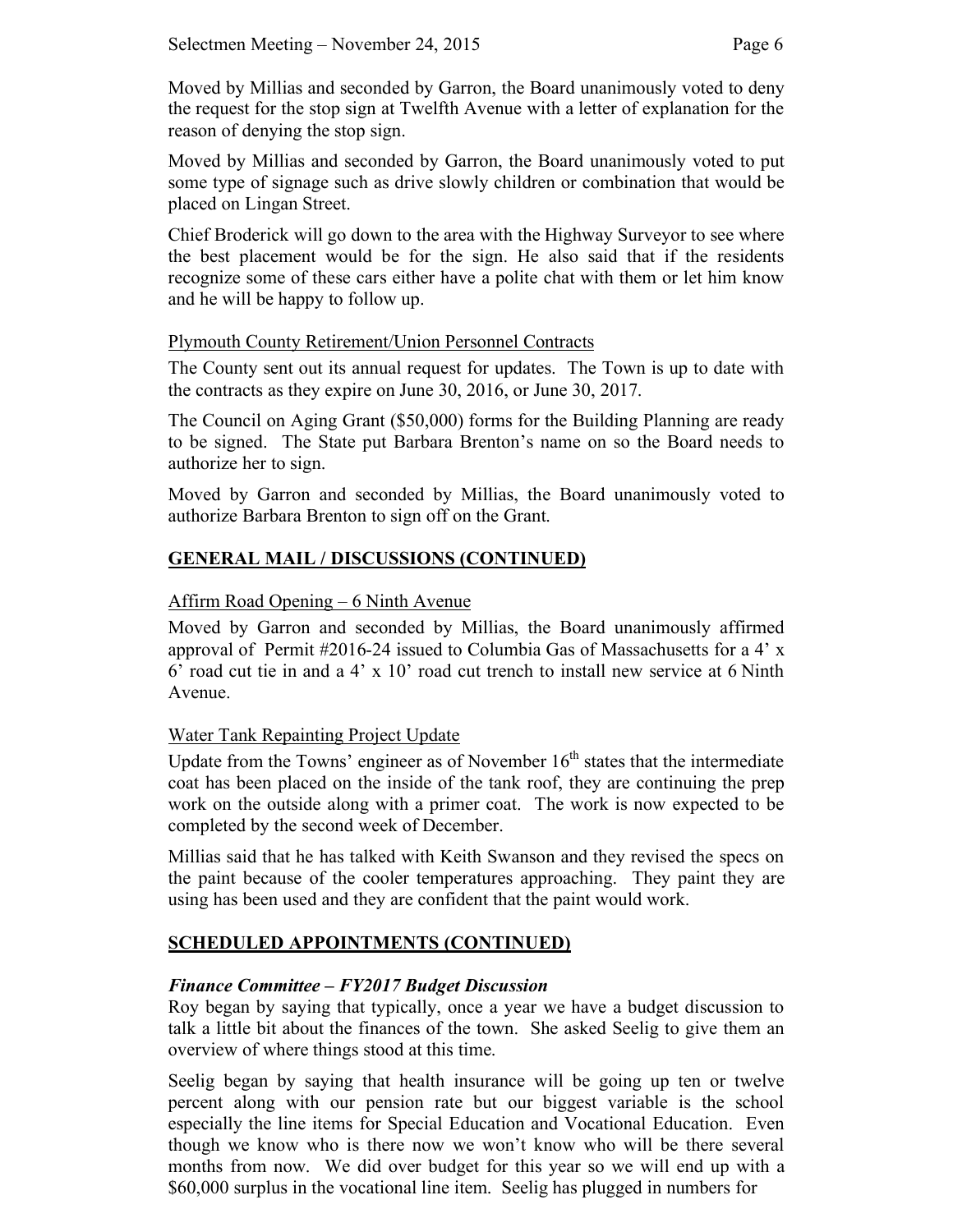Moved by Millias and seconded by Garron, the Board unanimously voted to deny the request for the stop sign at Twelfth Avenue with a letter of explanation for the reason of denying the stop sign.

Moved by Millias and seconded by Garron, the Board unanimously voted to put some type of signage such as drive slowly children or combination that would be placed on Lingan Street.

Chief Broderick will go down to the area with the Highway Surveyor to see where the best placement would be for the sign. He also said that if the residents recognize some of these cars either have a polite chat with them or let him know and he will be happy to follow up.

Plymouth County Retirement/Union Personnel Contracts

The County sent out its annual request for updates. The Town is up to date with the contracts as they expire on June 30, 2016, or June 30, 2017.

The Council on Aging Grant ($50,000) forms for the Building Planning are ready to be signed. The State put Barbara Brenton's name on so the Board needs to authorize her to sign.

Moved by Garron and seconded by Millias, the Board unanimously voted to authorize Barbara Brenton to sign off on the Grant.

## GENERAL MAIL / DISCUSSIONS (CONTINUED)

Affirm Road Opening – 6 Ninth Avenue

Moved by Garron and seconded by Millias, the Board unanimously affirmed approval of Permit #2016-24 issued to Columbia Gas of Massachusetts for a 4' x 6' road cut tie in and a 4' x 10' road cut trench to install new service at 6 Ninth Avenue.

Water Tank Repainting Project Update

Update from the Towns' engineer as of November 16th states that the intermediate coat has been placed on the inside of the tank roof, they are continuing the prep work on the outside along with a primer coat. The work is now expected to be completed by the second week of December.

Millias said that he has talked with Keith Swanson and they revised the specs on the paint because of the cooler temperatures approaching. They paint they are using has been used and they are confident that the paint would work.

## SCHEDULED APPOINTMENTS (CONTINUED)

***Finance Committee – FY2017 Budget Discussion***

Roy began by saying that typically, once a year we have a budget discussion to talk a little bit about the finances of the town. She asked Seelig to give them an overview of where things stood at this time.

Seelig began by saying that health insurance will be going up ten or twelve percent along with our pension rate but our biggest variable is the school especially the line items for Special Education and Vocational Education. Even though we know who is there now we won't know who will be there several months from now. We did over budget for this year so we will end up with a $60,000 surplus in the vocational line item. Seelig has plugged in numbers for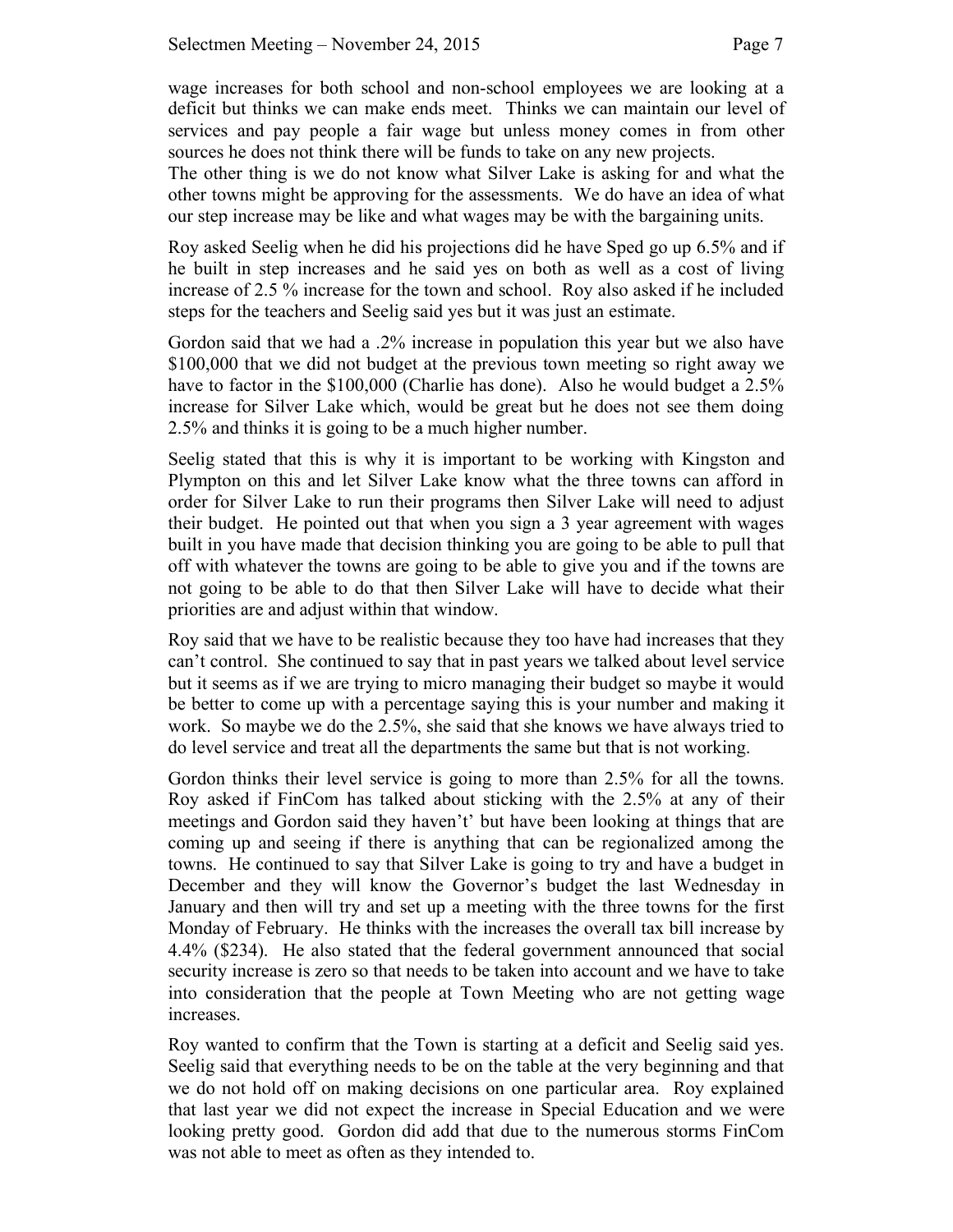wage increases for both school and non-school employees we are looking at a deficit but thinks we can make ends meet. Thinks we can maintain our level of services and pay people a fair wage but unless money comes in from other sources he does not think there will be funds to take on any new projects.
The other thing is we do not know what Silver Lake is asking for and what the other towns might be approving for the assessments. We do have an idea of what our step increase may be like and what wages may be with the bargaining units.

Roy asked Seelig when he did his projections did he have Sped go up 6.5% and if he built in step increases and he said yes on both as well as a cost of living increase of 2.5 % increase for the town and school. Roy also asked if he included steps for the teachers and Seelig said yes but it was just an estimate.

Gordon said that we had a .2% increase in population this year but we also have $100,000 that we did not budget at the previous town meeting so right away we have to factor in the $100,000 (Charlie has done). Also he would budget a 2.5% increase for Silver Lake which, would be great but he does not see them doing 2.5% and thinks it is going to be a much higher number.

Seelig stated that this is why it is important to be working with Kingston and Plympton on this and let Silver Lake know what the three towns can afford in order for Silver Lake to run their programs then Silver Lake will need to adjust their budget. He pointed out that when you sign a 3 year agreement with wages built in you have made that decision thinking you are going to be able to pull that off with whatever the towns are going to be able to give you and if the towns are not going to be able to do that then Silver Lake will have to decide what their priorities are and adjust within that window.

Roy said that we have to be realistic because they too have had increases that they can't control. She continued to say that in past years we talked about level service but it seems as if we are trying to micro managing their budget so maybe it would be better to come up with a percentage saying this is your number and making it work. So maybe we do the 2.5%, she said that she knows we have always tried to do level service and treat all the departments the same but that is not working.

Gordon thinks their level service is going to more than 2.5% for all the towns. Roy asked if FinCom has talked about sticking with the 2.5% at any of their meetings and Gordon said they haven't' but have been looking at things that are coming up and seeing if there is anything that can be regionalized among the towns. He continued to say that Silver Lake is going to try and have a budget in December and they will know the Governor's budget the last Wednesday in January and then will try and set up a meeting with the three towns for the first Monday of February. He thinks with the increases the overall tax bill increase by 4.4% ($234). He also stated that the federal government announced that social security increase is zero so that needs to be taken into account and we have to take into consideration that the people at Town Meeting who are not getting wage increases.

Roy wanted to confirm that the Town is starting at a deficit and Seelig said yes. Seelig said that everything needs to be on the table at the very beginning and that we do not hold off on making decisions on one particular area. Roy explained that last year we did not expect the increase in Special Education and we were looking pretty good. Gordon did add that due to the numerous storms FinCom was not able to meet as often as they intended to.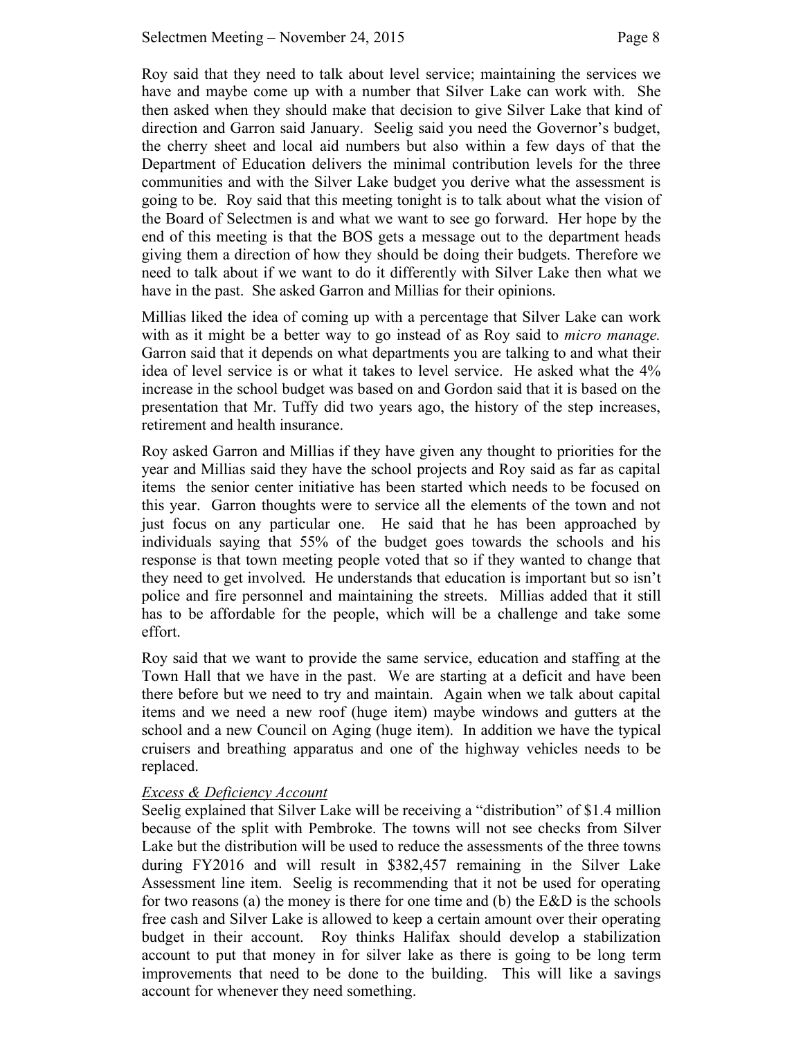Roy said that they need to talk about level service; maintaining the services we have and maybe come up with a number that Silver Lake can work with. She then asked when they should make that decision to give Silver Lake that kind of direction and Garron said January. Seelig said you need the Governor's budget, the cherry sheet and local aid numbers but also within a few days of that the Department of Education delivers the minimal contribution levels for the three communities and with the Silver Lake budget you derive what the assessment is going to be. Roy said that this meeting tonight is to talk about what the vision of the Board of Selectmen is and what we want to see go forward. Her hope by the end of this meeting is that the BOS gets a message out to the department heads giving them a direction of how they should be doing their budgets. Therefore we need to talk about if we want to do it differently with Silver Lake then what we have in the past. She asked Garron and Millias for their opinions.

Millias liked the idea of coming up with a percentage that Silver Lake can work with as it might be a better way to go instead of as Roy said to *micro manage.* Garron said that it depends on what departments you are talking to and what their idea of level service is or what it takes to level service. He asked what the 4% increase in the school budget was based on and Gordon said that it is based on the presentation that Mr. Tuffy did two years ago, the history of the step increases, retirement and health insurance.

Roy asked Garron and Millias if they have given any thought to priorities for the year and Millias said they have the school projects and Roy said as far as capital items the senior center initiative has been started which needs to be focused on this year. Garron thoughts were to service all the elements of the town and not just focus on any particular one. He said that he has been approached by individuals saying that 55% of the budget goes towards the schools and his response is that town meeting people voted that so if they wanted to change that they need to get involved. He understands that education is important but so isn't police and fire personnel and maintaining the streets. Millias added that it still has to be affordable for the people, which will be a challenge and take some effort.

Roy said that we want to provide the same service, education and staffing at the Town Hall that we have in the past. We are starting at a deficit and have been there before but we need to try and maintain. Again when we talk about capital items and we need a new roof (huge item) maybe windows and gutters at the school and a new Council on Aging (huge item). In addition we have the typical cruisers and breathing apparatus and one of the highway vehicles needs to be replaced.

*Excess & Deficiency Account*

Seelig explained that Silver Lake will be receiving a "distribution" of $1.4 million because of the split with Pembroke. The towns will not see checks from Silver Lake but the distribution will be used to reduce the assessments of the three towns during FY2016 and will result in $382,457 remaining in the Silver Lake Assessment line item. Seelig is recommending that it not be used for operating for two reasons (a) the money is there for one time and (b) the E&D is the schools free cash and Silver Lake is allowed to keep a certain amount over their operating budget in their account. Roy thinks Halifax should develop a stabilization account to put that money in for silver lake as there is going to be long term improvements that need to be done to the building. This will like a savings account for whenever they need something.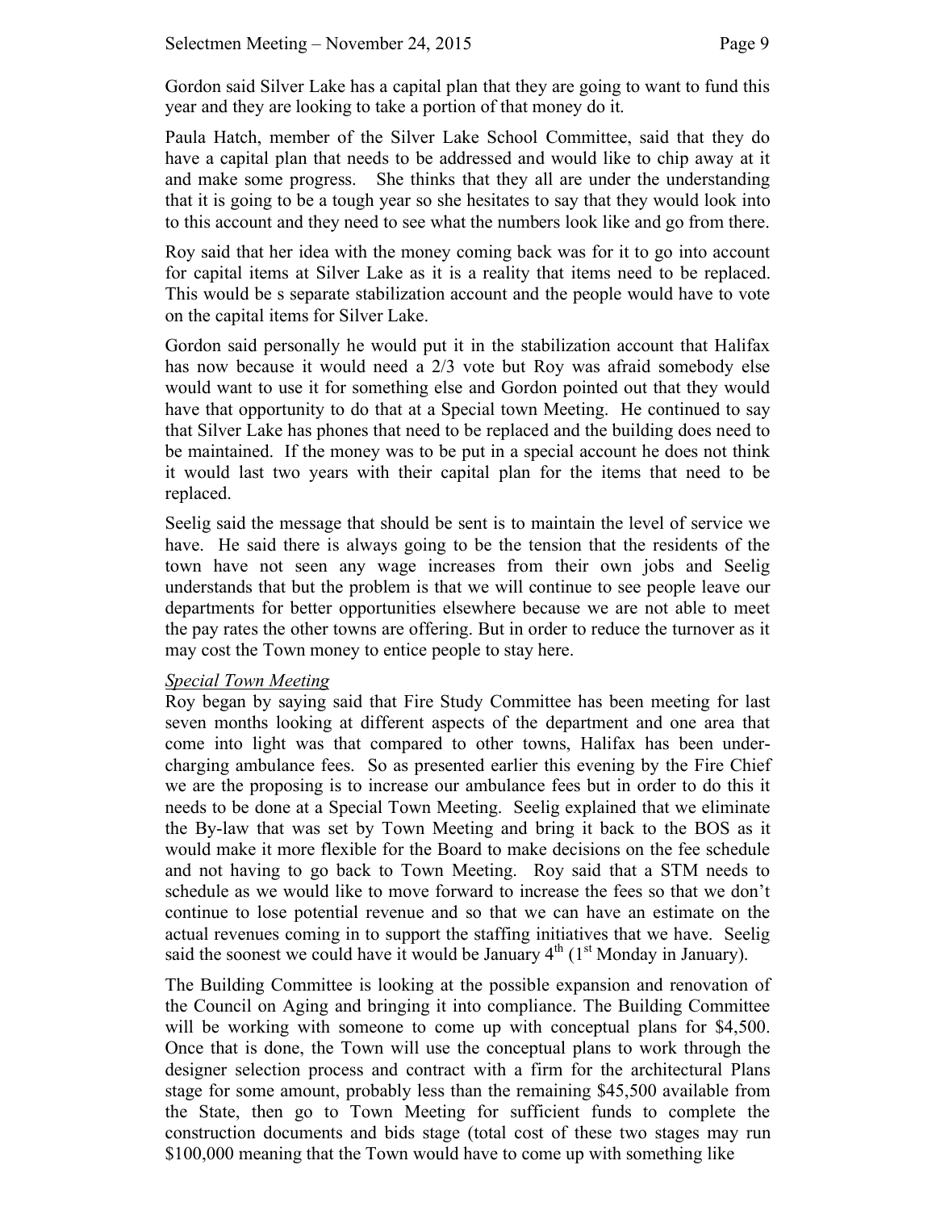Gordon said Silver Lake has a capital plan that they are going to want to fund this year and they are looking to take a portion of that money do it.

Paula Hatch, member of the Silver Lake School Committee, said that they do have a capital plan that needs to be addressed and would like to chip away at it and make some progress. She thinks that they all are under the understanding that it is going to be a tough year so she hesitates to say that they would look into to this account and they need to see what the numbers look like and go from there.

Roy said that her idea with the money coming back was for it to go into account for capital items at Silver Lake as it is a reality that items need to be replaced. This would be s separate stabilization account and the people would have to vote on the capital items for Silver Lake.

Gordon said personally he would put it in the stabilization account that Halifax has now because it would need a 2/3 vote but Roy was afraid somebody else would want to use it for something else and Gordon pointed out that they would have that opportunity to do that at a Special town Meeting. He continued to say that Silver Lake has phones that need to be replaced and the building does need to be maintained. If the money was to be put in a special account he does not think it would last two years with their capital plan for the items that need to be replaced.

Seelig said the message that should be sent is to maintain the level of service we have. He said there is always going to be the tension that the residents of the town have not seen any wage increases from their own jobs and Seelig understands that but the problem is that we will continue to see people leave our departments for better opportunities elsewhere because we are not able to meet the pay rates the other towns are offering. But in order to reduce the turnover as it may cost the Town money to entice people to stay here.

*Special Town Meeting*

Roy began by saying said that Fire Study Committee has been meeting for last seven months looking at different aspects of the department and one area that come into light was that compared to other towns, Halifax has been under-charging ambulance fees. So as presented earlier this evening by the Fire Chief we are the proposing is to increase our ambulance fees but in order to do this it needs to be done at a Special Town Meeting. Seelig explained that we eliminate the By-law that was set by Town Meeting and bring it back to the BOS as it would make it more flexible for the Board to make decisions on the fee schedule and not having to go back to Town Meeting. Roy said that a STM needs to schedule as we would like to move forward to increase the fees so that we don't continue to lose potential revenue and so that we can have an estimate on the actual revenues coming in to support the staffing initiatives that we have. Seelig said the soonest we could have it would be January 4th (1st Monday in January).

The Building Committee is looking at the possible expansion and renovation of the Council on Aging and bringing it into compliance. The Building Committee will be working with someone to come up with conceptual plans for $4,500. Once that is done, the Town will use the conceptual plans to work through the designer selection process and contract with a firm for the architectural Plans stage for some amount, probably less than the remaining $45,500 available from the State, then go to Town Meeting for sufficient funds to complete the construction documents and bids stage (total cost of these two stages may run $100,000 meaning that the Town would have to come up with something like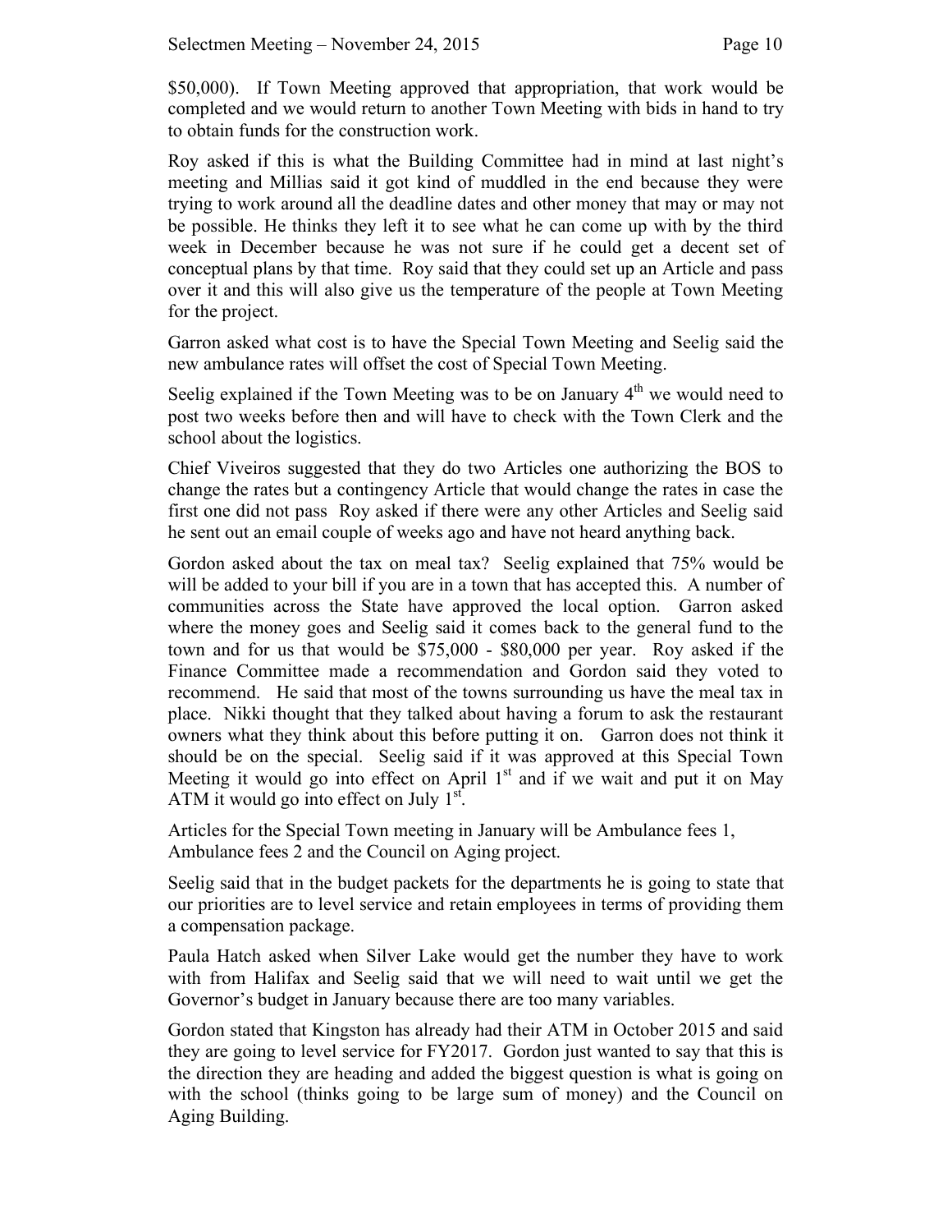$50,000). If Town Meeting approved that appropriation, that work would be completed and we would return to another Town Meeting with bids in hand to try to obtain funds for the construction work.

Roy asked if this is what the Building Committee had in mind at last night's meeting and Millias said it got kind of muddled in the end because they were trying to work around all the deadline dates and other money that may or may not be possible. He thinks they left it to see what he can come up with by the third week in December because he was not sure if he could get a decent set of conceptual plans by that time. Roy said that they could set up an Article and pass over it and this will also give us the temperature of the people at Town Meeting for the project.

Garron asked what cost is to have the Special Town Meeting and Seelig said the new ambulance rates will offset the cost of Special Town Meeting.

Seelig explained if the Town Meeting was to be on January 4th we would need to post two weeks before then and will have to check with the Town Clerk and the school about the logistics.

Chief Viveiros suggested that they do two Articles one authorizing the BOS to change the rates but a contingency Article that would change the rates in case the first one did not pass Roy asked if there were any other Articles and Seelig said he sent out an email couple of weeks ago and have not heard anything back.

Gordon asked about the tax on meal tax? Seelig explained that 75% would be will be added to your bill if you are in a town that has accepted this. A number of communities across the State have approved the local option. Garron asked where the money goes and Seelig said it comes back to the general fund to the town and for us that would be $75,000 - $80,000 per year. Roy asked if the Finance Committee made a recommendation and Gordon said they voted to recommend. He said that most of the towns surrounding us have the meal tax in place. Nikki thought that they talked about having a forum to ask the restaurant owners what they think about this before putting it on. Garron does not think it should be on the special. Seelig said if it was approved at this Special Town Meeting it would go into effect on April 1st and if we wait and put it on May ATM it would go into effect on July 1st.

Articles for the Special Town meeting in January will be Ambulance fees 1, Ambulance fees 2 and the Council on Aging project.

Seelig said that in the budget packets for the departments he is going to state that our priorities are to level service and retain employees in terms of providing them a compensation package.

Paula Hatch asked when Silver Lake would get the number they have to work with from Halifax and Seelig said that we will need to wait until we get the Governor's budget in January because there are too many variables.

Gordon stated that Kingston has already had their ATM in October 2015 and said they are going to level service for FY2017. Gordon just wanted to say that this is the direction they are heading and added the biggest question is what is going on with the school (thinks going to be large sum of money) and the Council on Aging Building.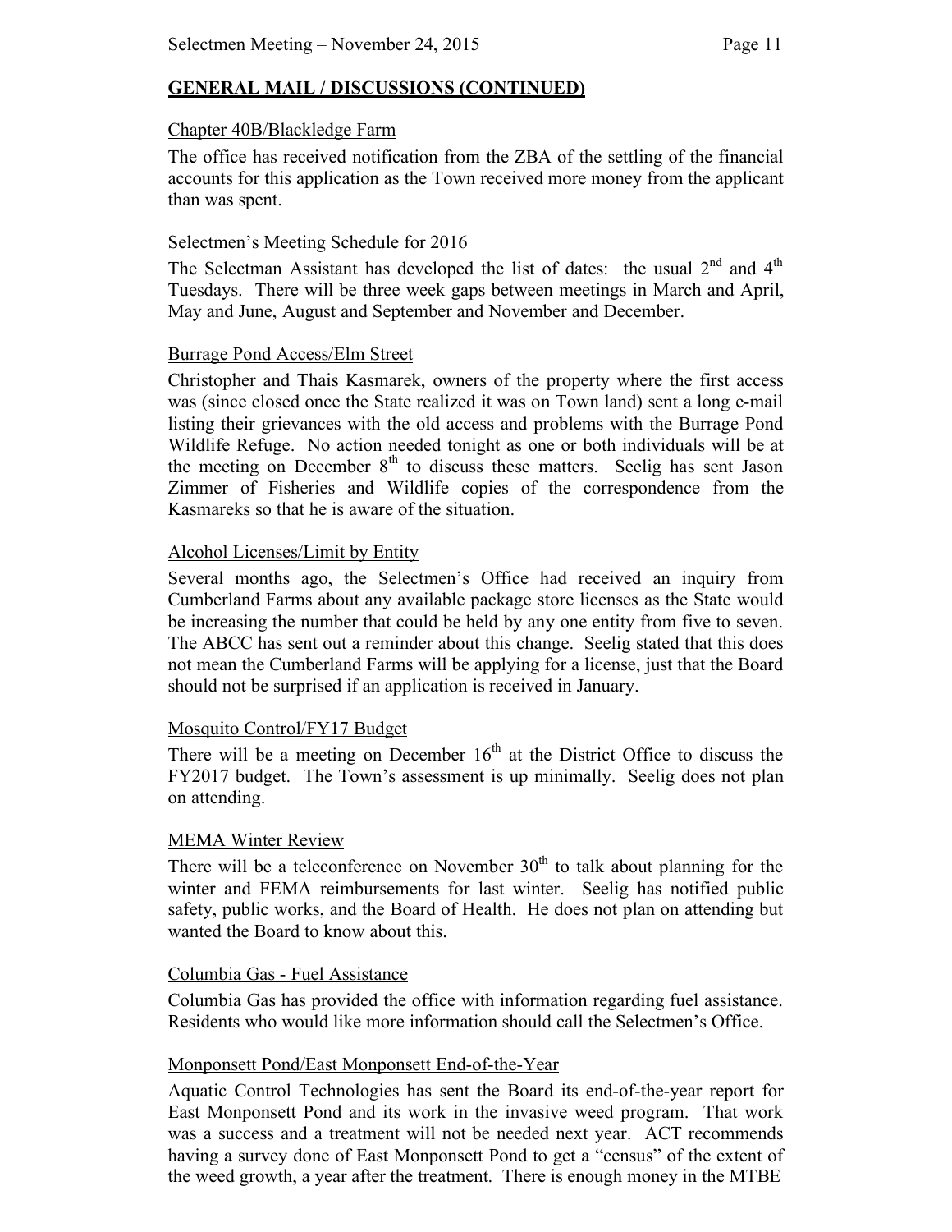## GENERAL MAIL / DISCUSSIONS (CONTINUED)

### Chapter 40B/Blackledge Farm

The office has received notification from the ZBA of the settling of the financial accounts for this application as the Town received more money from the applicant than was spent.

### Selectmen's Meeting Schedule for 2016

The Selectman Assistant has developed the list of dates: the usual 2nd and 4th Tuesdays. There will be three week gaps between meetings in March and April, May and June, August and September and November and December.

### Burrage Pond Access/Elm Street

Christopher and Thais Kasmarek, owners of the property where the first access was (since closed once the State realized it was on Town land) sent a long e-mail listing their grievances with the old access and problems with the Burrage Pond Wildlife Refuge. No action needed tonight as one or both individuals will be at the meeting on December 8th to discuss these matters. Seelig has sent Jason Zimmer of Fisheries and Wildlife copies of the correspondence from the Kasmareks so that he is aware of the situation.

### Alcohol Licenses/Limit by Entity

Several months ago, the Selectmen's Office had received an inquiry from Cumberland Farms about any available package store licenses as the State would be increasing the number that could be held by any one entity from five to seven. The ABCC has sent out a reminder about this change. Seelig stated that this does not mean the Cumberland Farms will be applying for a license, just that the Board should not be surprised if an application is received in January.

### Mosquito Control/FY17 Budget

There will be a meeting on December 16th at the District Office to discuss the FY2017 budget. The Town's assessment is up minimally. Seelig does not plan on attending.

### MEMA Winter Review

There will be a teleconference on November 30th to talk about planning for the winter and FEMA reimbursements for last winter. Seelig has notified public safety, public works, and the Board of Health. He does not plan on attending but wanted the Board to know about this.

### Columbia Gas - Fuel Assistance

Columbia Gas has provided the office with information regarding fuel assistance. Residents who would like more information should call the Selectmen's Office.

### Monponsett Pond/East Monponsett End-of-the-Year

Aquatic Control Technologies has sent the Board its end-of-the-year report for East Monponsett Pond and its work in the invasive weed program. That work was a success and a treatment will not be needed next year. ACT recommends having a survey done of East Monponsett Pond to get a "census" of the extent of the weed growth, a year after the treatment. There is enough money in the MTBE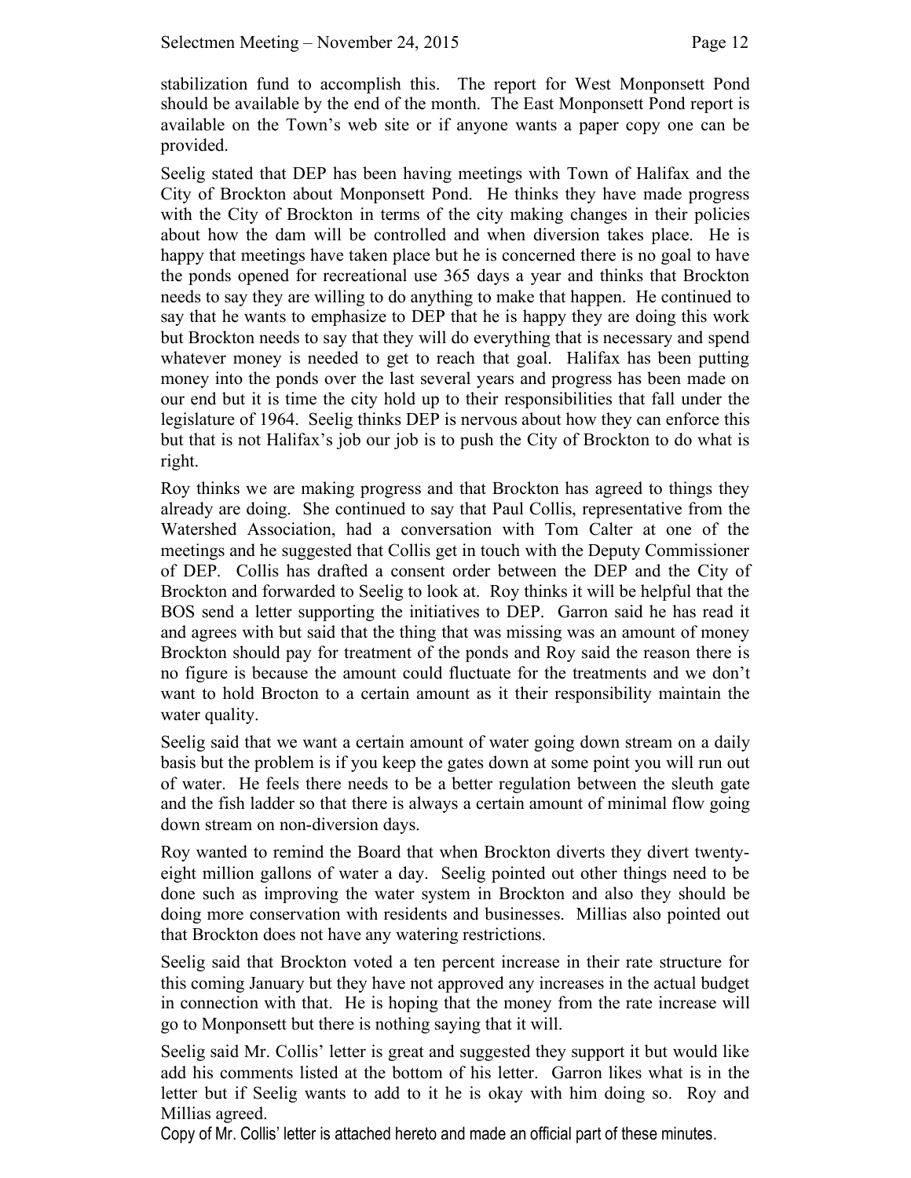stabilization fund to accomplish this. The report for West Monponsett Pond should be available by the end of the month. The East Monponsett Pond report is available on the Town's web site or if anyone wants a paper copy one can be provided.

Seelig stated that DEP has been having meetings with Town of Halifax and the City of Brockton about Monponsett Pond. He thinks they have made progress with the City of Brockton in terms of the city making changes in their policies about how the dam will be controlled and when diversion takes place. He is happy that meetings have taken place but he is concerned there is no goal to have the ponds opened for recreational use 365 days a year and thinks that Brockton needs to say they are willing to do anything to make that happen. He continued to say that he wants to emphasize to DEP that he is happy they are doing this work but Brockton needs to say that they will do everything that is necessary and spend whatever money is needed to get to reach that goal. Halifax has been putting money into the ponds over the last several years and progress has been made on our end but it is time the city hold up to their responsibilities that fall under the legislature of 1964. Seelig thinks DEP is nervous about how they can enforce this but that is not Halifax's job our job is to push the City of Brockton to do what is right.

Roy thinks we are making progress and that Brockton has agreed to things they already are doing. She continued to say that Paul Collis, representative from the Watershed Association, had a conversation with Tom Calter at one of the meetings and he suggested that Collis get in touch with the Deputy Commissioner of DEP. Collis has drafted a consent order between the DEP and the City of Brockton and forwarded to Seelig to look at. Roy thinks it will be helpful that the BOS send a letter supporting the initiatives to DEP. Garron said he has read it and agrees with but said that the thing that was missing was an amount of money Brockton should pay for treatment of the ponds and Roy said the reason there is no figure is because the amount could fluctuate for the treatments and we don't want to hold Brocton to a certain amount as it their responsibility maintain the water quality.

Seelig said that we want a certain amount of water going down stream on a daily basis but the problem is if you keep the gates down at some point you will run out of water. He feels there needs to be a better regulation between the sleuth gate and the fish ladder so that there is always a certain amount of minimal flow going down stream on non-diversion days.

Roy wanted to remind the Board that when Brockton diverts they divert twenty-eight million gallons of water a day. Seelig pointed out other things need to be done such as improving the water system in Brockton and also they should be doing more conservation with residents and businesses. Millias also pointed out that Brockton does not have any watering restrictions.

Seelig said that Brockton voted a ten percent increase in their rate structure for this coming January but they have not approved any increases in the actual budget in connection with that. He is hoping that the money from the rate increase will go to Monponsett but there is nothing saying that it will.

Seelig said Mr. Collis' letter is great and suggested they support it but would like add his comments listed at the bottom of his letter. Garron likes what is in the letter but if Seelig wants to add to it he is okay with him doing so. Roy and Millias agreed.

Copy of Mr. Collis' letter is attached hereto and made an official part of these minutes.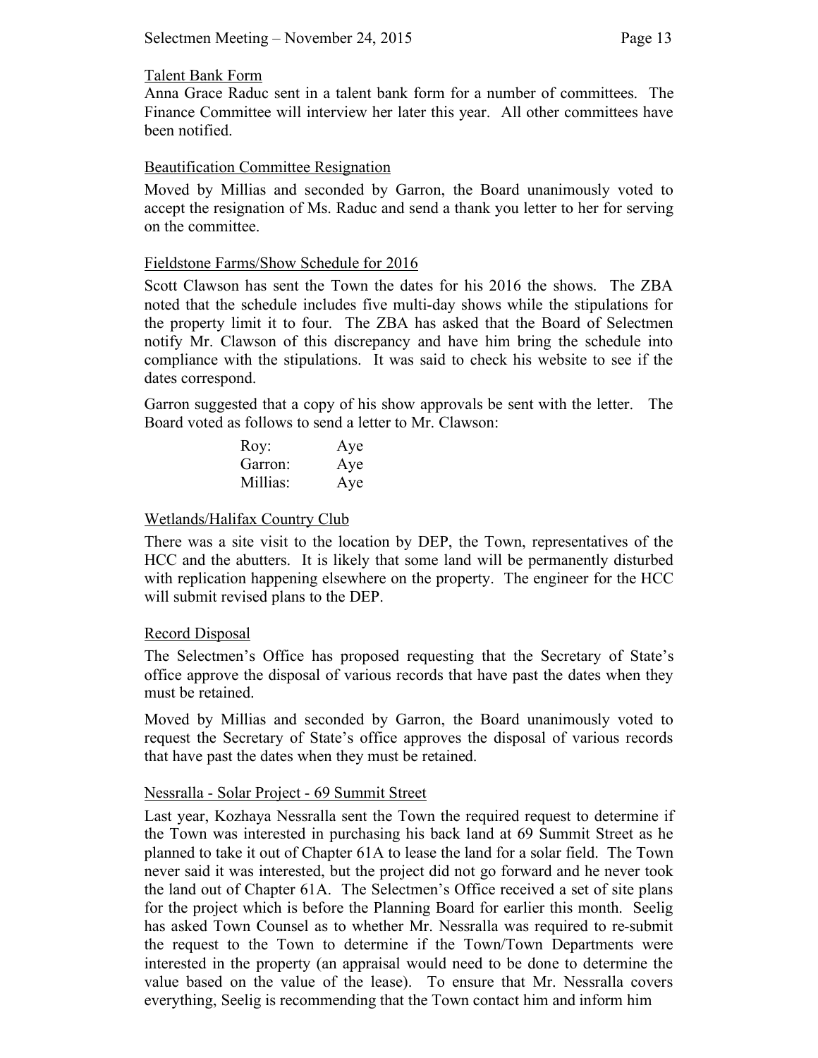Talent Bank Form

Anna Grace Raduc sent in a talent bank form for a number of committees. The Finance Committee will interview her later this year. All other committees have been notified.

Beautification Committee Resignation

Moved by Millias and seconded by Garron, the Board unanimously voted to accept the resignation of Ms. Raduc and send a thank you letter to her for serving on the committee.

Fieldstone Farms/Show Schedule for 2016

Scott Clawson has sent the Town the dates for his 2016 the shows. The ZBA noted that the schedule includes five multi-day shows while the stipulations for the property limit it to four. The ZBA has asked that the Board of Selectmen notify Mr. Clawson of this discrepancy and have him bring the schedule into compliance with the stipulations. It was said to check his website to see if the dates correspond.

Garron suggested that a copy of his show approvals be sent with the letter. The Board voted as follows to send a letter to Mr. Clawson:

Roy: Aye
Garron: Aye
Millias: Aye

Wetlands/Halifax Country Club

There was a site visit to the location by DEP, the Town, representatives of the HCC and the abutters. It is likely that some land will be permanently disturbed with replication happening elsewhere on the property. The engineer for the HCC will submit revised plans to the DEP.

Record Disposal

The Selectmen's Office has proposed requesting that the Secretary of State's office approve the disposal of various records that have past the dates when they must be retained.

Moved by Millias and seconded by Garron, the Board unanimously voted to request the Secretary of State's office approves the disposal of various records that have past the dates when they must be retained.

Nessralla - Solar Project - 69 Summit Street

Last year, Kozhaya Nessralla sent the Town the required request to determine if the Town was interested in purchasing his back land at 69 Summit Street as he planned to take it out of Chapter 61A to lease the land for a solar field. The Town never said it was interested, but the project did not go forward and he never took the land out of Chapter 61A. The Selectmen's Office received a set of site plans for the project which is before the Planning Board for earlier this month. Seelig has asked Town Counsel as to whether Mr. Nessralla was required to re-submit the request to the Town to determine if the Town/Town Departments were interested in the property (an appraisal would need to be done to determine the value based on the value of the lease). To ensure that Mr. Nessralla covers everything, Seelig is recommending that the Town contact him and inform him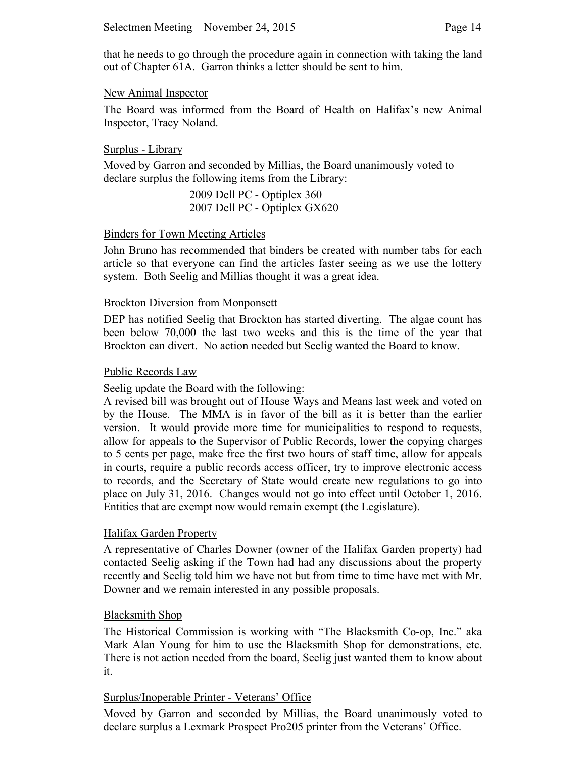that he needs to go through the procedure again in connection with taking the land out of Chapter 61A. Garron thinks a letter should be sent to him.

<u>New Animal Inspector</u>

The Board was informed from the Board of Health on Halifax's new Animal Inspector, Tracy Noland.

<u>Surplus - Library</u>

Moved by Garron and seconded by Millias, the Board unanimously voted to declare surplus the following items from the Library:

2009 Dell PC - Optiplex 360
2007 Dell PC - Optiplex GX620

<u>Binders for Town Meeting Articles</u>

John Bruno has recommended that binders be created with number tabs for each article so that everyone can find the articles faster seeing as we use the lottery system. Both Seelig and Millias thought it was a great idea.

<u>Brockton Diversion from Monponsett</u>

DEP has notified Seelig that Brockton has started diverting. The algae count has been below 70,000 the last two weeks and this is the time of the year that Brockton can divert. No action needed but Seelig wanted the Board to know.

<u>Public Records Law</u>

Seelig update the Board with the following:

A revised bill was brought out of House Ways and Means last week and voted on by the House. The MMA is in favor of the bill as it is better than the earlier version. It would provide more time for municipalities to respond to requests, allow for appeals to the Supervisor of Public Records, lower the copying charges to 5 cents per page, make free the first two hours of staff time, allow for appeals in courts, require a public records access officer, try to improve electronic access to records, and the Secretary of State would create new regulations to go into place on July 31, 2016. Changes would not go into effect until October 1, 2016. Entities that are exempt now would remain exempt (the Legislature).

<u>Halifax Garden Property</u>

A representative of Charles Downer (owner of the Halifax Garden property) had contacted Seelig asking if the Town had had any discussions about the property recently and Seelig told him we have not but from time to time have met with Mr. Downer and we remain interested in any possible proposals.

<u>Blacksmith Shop</u>

The Historical Commission is working with "The Blacksmith Co-op, Inc." aka Mark Alan Young for him to use the Blacksmith Shop for demonstrations, etc. There is not action needed from the board, Seelig just wanted them to know about it.

<u>Surplus/Inoperable Printer - Veterans' Office</u>

Moved by Garron and seconded by Millias, the Board unanimously voted to declare surplus a Lexmark Prospect Pro205 printer from the Veterans' Office.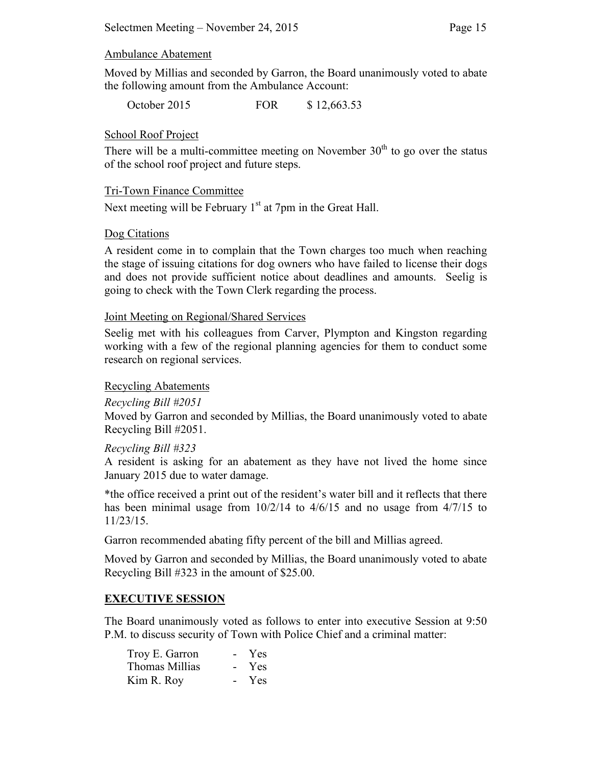Ambulance Abatement

Moved by Millias and seconded by Garron, the Board unanimously voted to abate the following amount from the Ambulance Account:

| October 2015 | FOR | $ 12,663.53 |
|---|---|---|

School Roof Project

There will be a multi-committee meeting on November 30th to go over the status of the school roof project and future steps.

Tri-Town Finance Committee

Next meeting will be February 1st at 7pm in the Great Hall.

Dog Citations

A resident come in to complain that the Town charges too much when reaching the stage of issuing citations for dog owners who have failed to license their dogs and does not provide sufficient notice about deadlines and amounts. Seelig is going to check with the Town Clerk regarding the process.

Joint Meeting on Regional/Shared Services

Seelig met with his colleagues from Carver, Plympton and Kingston regarding working with a few of the regional planning agencies for them to conduct some research on regional services.

Recycling Abatements

*Recycling Bill #2051*

Moved by Garron and seconded by Millias, the Board unanimously voted to abate Recycling Bill #2051.

*Recycling Bill #323*

A resident is asking for an abatement as they have not lived the home since January 2015 due to water damage.

*the office received a print out of the resident's water bill and it reflects that there has been minimal usage from 10/2/14 to 4/6/15 and no usage from 4/7/15 to 11/23/15.

Garron recommended abating fifty percent of the bill and Millias agreed.

Moved by Garron and seconded by Millias, the Board unanimously voted to abate Recycling Bill #323 in the amount of $25.00.

**EXECUTIVE SESSION**

The Board unanimously voted as follows to enter into executive Session at 9:50 P.M. to discuss security of Town with Police Chief and a criminal matter:

| Troy E. Garron | - | Yes |
|---|---|---|
| Thomas Millias | - | Yes |
| Kim R. Roy | - | Yes |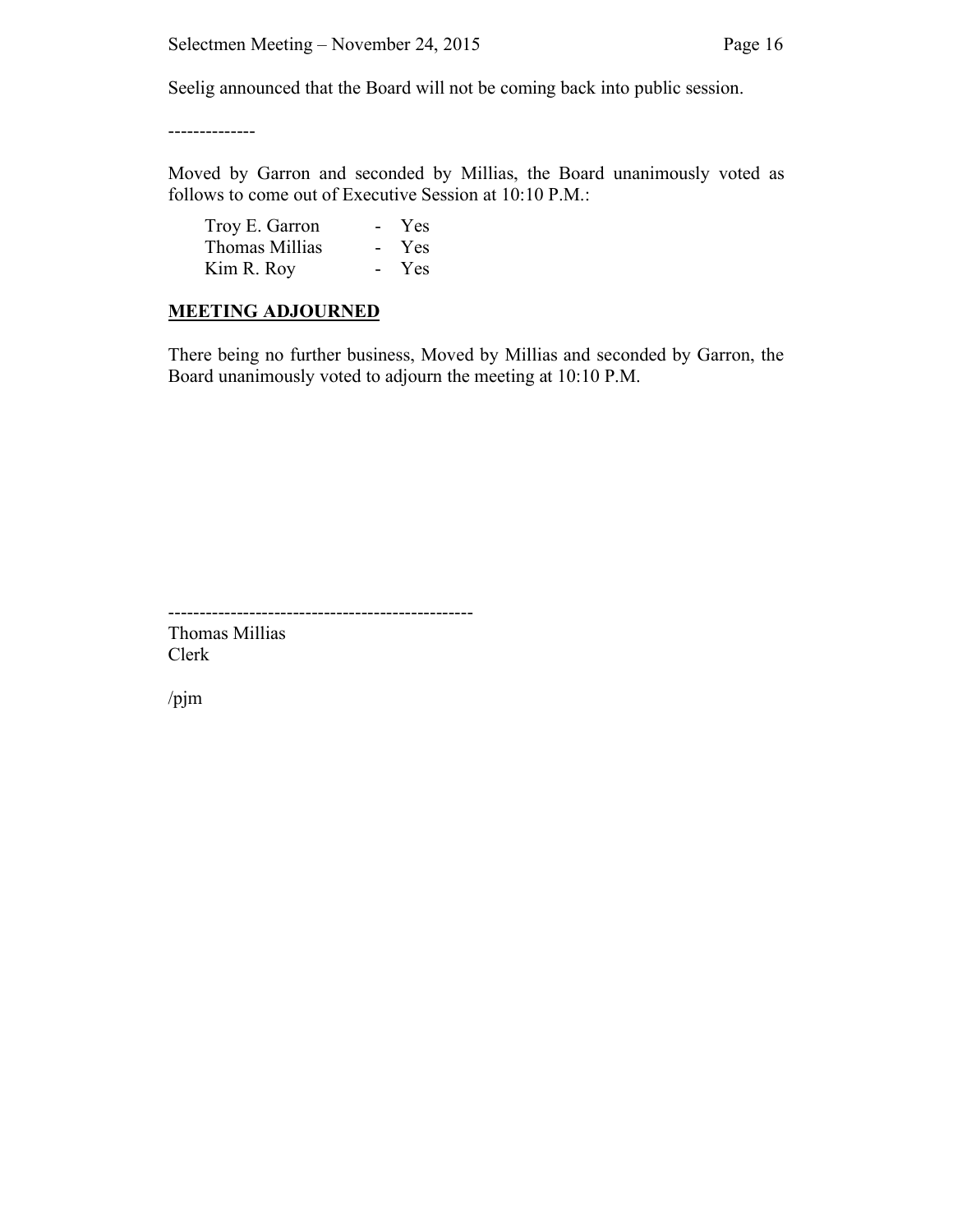Seelig announced that the Board will not be coming back into public session.

--------------

Moved by Garron and seconded by Millias, the Board unanimously voted as follows to come out of Executive Session at 10:10 P.M.:

| | | |
|---|---|---|
| Troy E. Garron | - | Yes |
| Thomas Millias | - | Yes |
| Kim R. Roy | - | Yes |

**MEETING ADJOURNED**

There being no further business, Moved by Millias and seconded by Garron, the Board unanimously voted to adjourn the meeting at 10:10 P.M.

------------------------------------------------

Thomas Millias
Clerk

/pjm